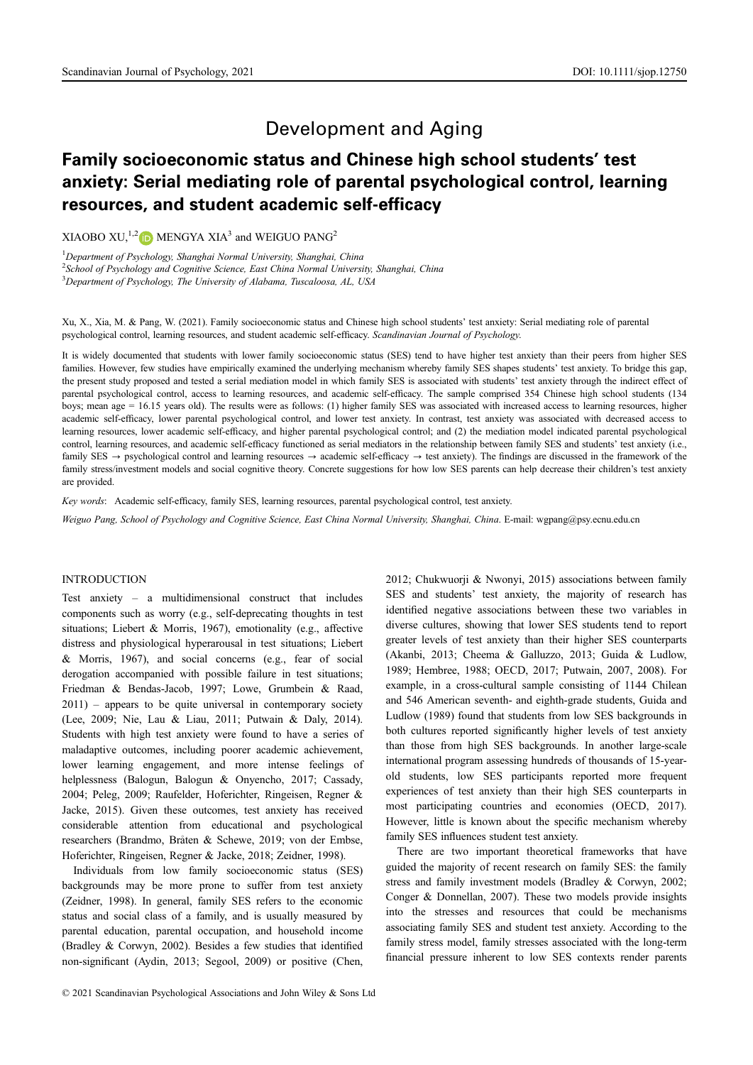# Development and Aging

## Family socioeconomic status and Chinese high school students' test anxiety: Serial mediating role of parental psychological control, learning resources, and student academic self-efficacy

XIAOBO XU,[1,2] MENGYA XIA[3] and WEIGUO PANG[2]

[1]*Department of Psychology, Shanghai Normal University, Shanghai, China*
[2]*School of Psychology and Cognitive Science, East China Normal University, Shanghai, China*
[3]*Department of Psychology, The University of Alabama, Tuscaloosa, AL, USA*

Xu, X., Xia, M. & Pang, W. (2021). Family socioeconomic status and Chinese high school students' test anxiety: Serial mediating role of parental psychological control, learning resources, and student academic self-efficacy. *Scandinavian Journal of Psychology*.

It is widely documented that students with lower family socioeconomic status (SES) tend to have higher test anxiety than their peers from higher SES families. However, few studies have empirically examined the underlying mechanism whereby family SES shapes students' test anxiety. To bridge this gap, the present study proposed and tested a serial mediation model in which family SES is associated with students' test anxiety through the indirect effect of parental psychological control, access to learning resources, and academic self-efficacy. The sample comprised 354 Chinese high school students (134 boys; mean age = 16.15 years old). The results were as follows: (1) higher family SES was associated with increased access to learning resources, higher academic self-efficacy, lower parental psychological control, and lower test anxiety. In contrast, test anxiety was associated with decreased access to learning resources, lower academic self-efficacy, and higher parental psychological control; and (2) the mediation model indicated parental psychological control, learning resources, and academic self-efficacy functioned as serial mediators in the relationship between family SES and students' test anxiety (i.e., family SES → psychological control and learning resources → academic self-efficacy → test anxiety). The findings are discussed in the framework of the family stress/investment models and social cognitive theory. Concrete suggestions for how low SES parents can help decrease their children's test anxiety are provided.

*Key words*: Academic self-efficacy, family SES, learning resources, parental psychological control, test anxiety.

*Weiguo Pang, School of Psychology and Cognitive Science, East China Normal University, Shanghai, China. E-mail: wgpang@psy.ecnu.edu.cn*

## INTRODUCTION

Test anxiety – a multidimensional construct that includes components such as worry (e.g., self-deprecating thoughts in test situations; Liebert & Morris, 1967), emotionality (e.g., affective distress and physiological hyperarousal in test situations; Liebert & Morris, 1967), and social concerns (e.g., fear of social derogation accompanied with possible failure in test situations; Friedman & Bendas-Jacob, 1997; Lowe, Grumbein & Raad, 2011) – appears to be quite universal in contemporary society (Lee, 2009; Nie, Lau & Liau, 2011; Putwain & Daly, 2014). Students with high test anxiety were found to have a series of maladaptive outcomes, including poorer academic achievement, lower learning engagement, and more intense feelings of helplessness (Balogun, Balogun & Onyencho, 2017; Cassady, 2004; Peleg, 2009; Raufelder, Hoferichter, Ringeisen, Regner & Jacke, 2015). Given these outcomes, test anxiety has received considerable attention from educational and psychological researchers (Brandmo, Bråten & Schewe, 2019; von der Embse, Hoferichter, Ringeisen, Regner & Jacke, 2018; Zeidner, 1998).

Individuals from low family socioeconomic status (SES) backgrounds may be more prone to suffer from test anxiety (Zeidner, 1998). In general, family SES refers to the economic status and social class of a family, and is usually measured by parental education, parental occupation, and household income (Bradley & Corwyn, 2002). Besides a few studies that identified non-significant (Aydin, 2013; Segool, 2009) or positive (Chen, 2012; Chukwuorji & Nwonyi, 2015) associations between family SES and students' test anxiety, the majority of research has identified negative associations between these two variables in diverse cultures, showing that lower SES students tend to report greater levels of test anxiety than their higher SES counterparts (Akanbi, 2013; Cheema & Galluzzo, 2013; Guida & Ludlow, 1989; Hembree, 1988; OECD, 2017; Putwain, 2007, 2008). For example, in a cross-cultural sample consisting of 1144 Chilean and 546 American seventh- and eighth-grade students, Guida and Ludlow (1989) found that students from low SES backgrounds in both cultures reported significantly higher levels of test anxiety than those from high SES backgrounds. In another large-scale international program assessing hundreds of thousands of 15-year-old students, low SES participants reported more frequent experiences of test anxiety than their high SES counterparts in most participating countries and economies (OECD, 2017). However, little is known about the specific mechanism whereby family SES influences student test anxiety.

There are two important theoretical frameworks that have guided the majority of recent research on family SES: the family stress and family investment models (Bradley & Corwyn, 2002; Conger & Donnellan, 2007). These two models provide insights into the stresses and resources that could be mechanisms associating family SES and student test anxiety. According to the family stress model, family stresses associated with the long-term financial pressure inherent to low SES contexts render parents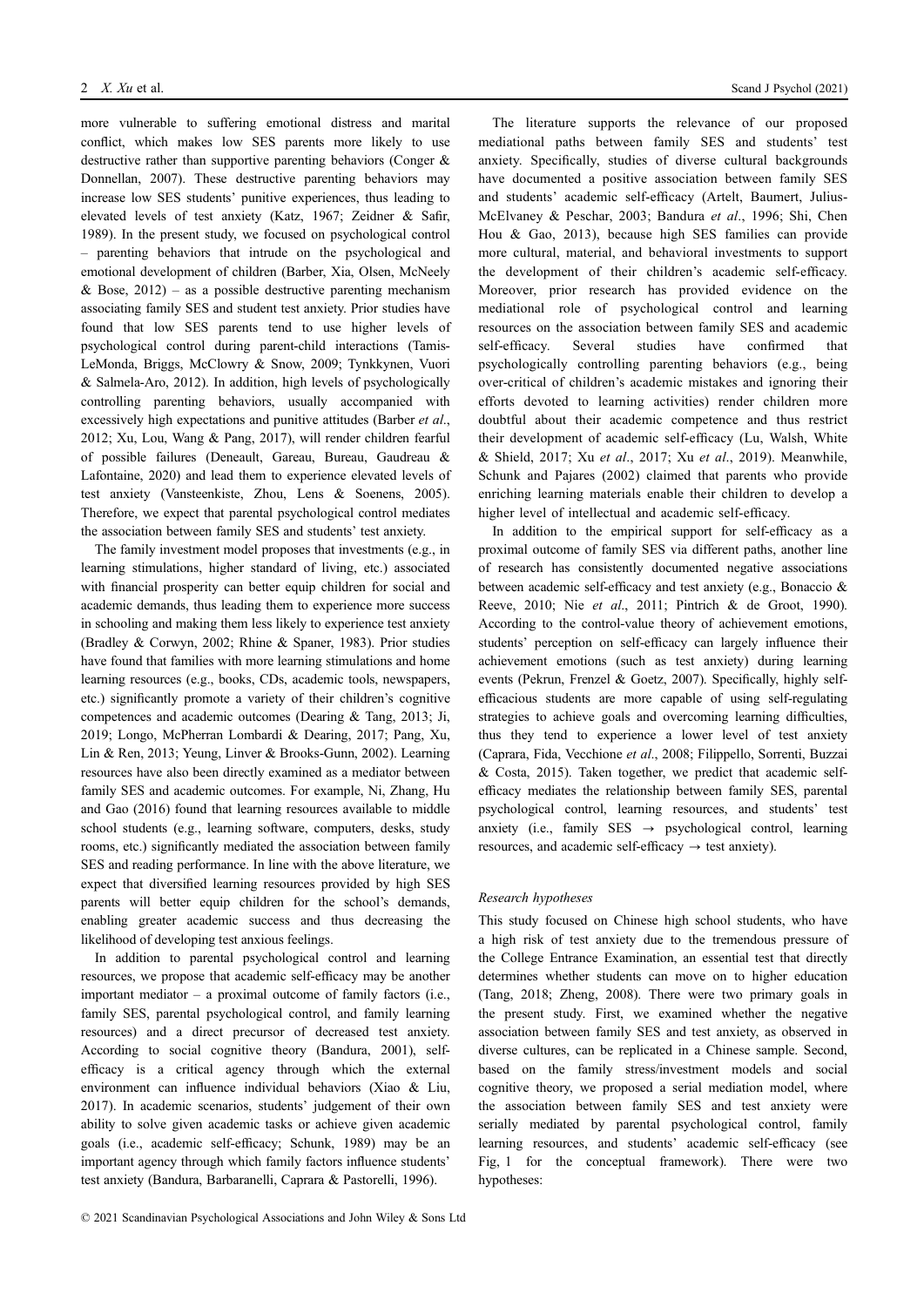more vulnerable to suffering emotional distress and marital conflict, which makes low SES parents more likely to use destructive rather than supportive parenting behaviors (Conger & Donnellan, 2007). These destructive parenting behaviors may increase low SES students' punitive experiences, thus leading to elevated levels of test anxiety (Katz, 1967; Zeidner & Safir, 1989). In the present study, we focused on psychological control – parenting behaviors that intrude on the psychological and emotional development of children (Barber, Xia, Olsen, McNeely & Bose, 2012) – as a possible destructive parenting mechanism associating family SES and student test anxiety. Prior studies have found that low SES parents tend to use higher levels of psychological control during parent-child interactions (Tamis-LeMonda, Briggs, McClowry & Snow, 2009; Tynkkynen, Vuori & Salmela-Aro, 2012). In addition, high levels of psychologically controlling parenting behaviors, usually accompanied with excessively high expectations and punitive attitudes (Barber *et al*., 2012; Xu, Lou, Wang & Pang, 2017), will render children fearful of possible failures (Deneault, Gareau, Bureau, Gaudreau & Lafontaine, 2020) and lead them to experience elevated levels of test anxiety (Vansteenkiste, Zhou, Lens & Soenens, 2005). Therefore, we expect that parental psychological control mediates the association between family SES and students' test anxiety.

The family investment model proposes that investments (e.g., in learning stimulations, higher standard of living, etc.) associated with financial prosperity can better equip children for social and academic demands, thus leading them to experience more success in schooling and making them less likely to experience test anxiety (Bradley & Corwyn, 2002; Rhine & Spaner, 1983). Prior studies have found that families with more learning stimulations and home learning resources (e.g., books, CDs, academic tools, newspapers, etc.) significantly promote a variety of their children's cognitive competences and academic outcomes (Dearing & Tang, 2013; Ji, 2019; Longo, McPherran Lombardi & Dearing, 2017; Pang, Xu, Lin & Ren, 2013; Yeung, Linver & Brooks-Gunn, 2002). Learning resources have also been directly examined as a mediator between family SES and academic outcomes. For example, Ni, Zhang, Hu and Gao (2016) found that learning resources available to middle school students (e.g., learning software, computers, desks, study rooms, etc.) significantly mediated the association between family SES and reading performance. In line with the above literature, we expect that diversified learning resources provided by high SES parents will better equip children for the school's demands, enabling greater academic success and thus decreasing the likelihood of developing test anxious feelings.

In addition to parental psychological control and learning resources, we propose that academic self-efficacy may be another important mediator – a proximal outcome of family factors (i.e., family SES, parental psychological control, and family learning resources) and a direct precursor of decreased test anxiety. According to social cognitive theory (Bandura, 2001), self-efficacy is a critical agency through which the external environment can influence individual behaviors (Xiao & Liu, 2017). In academic scenarios, students' judgement of their own ability to solve given academic tasks or achieve given academic goals (i.e., academic self-efficacy; Schunk, 1989) may be an important agency through which family factors influence students' test anxiety (Bandura, Barbaranelli, Caprara & Pastorelli, 1996).

The literature supports the relevance of our proposed mediational paths between family SES and students' test anxiety. Specifically, studies of diverse cultural backgrounds have documented a positive association between family SES and students' academic self-efficacy (Artelt, Baumert, Julius-McElvaney & Peschar, 2003; Bandura *et al*., 1996; Shi, Chen Hou & Gao, 2013), because high SES families can provide more cultural, material, and behavioral investments to support the development of their children's academic self-efficacy. Moreover, prior research has provided evidence on the mediational role of psychological control and learning resources on the association between family SES and academic self-efficacy. Several studies have confirmed that psychologically controlling parenting behaviors (e.g., being over-critical of children's academic mistakes and ignoring their efforts devoted to learning activities) render children more doubtful about their academic competence and thus restrict their development of academic self-efficacy (Lu, Walsh, White & Shield, 2017; Xu *et al*., 2017; Xu *et al*., 2019). Meanwhile, Schunk and Pajares (2002) claimed that parents who provide enriching learning materials enable their children to develop a higher level of intellectual and academic self-efficacy.

In addition to the empirical support for self-efficacy as a proximal outcome of family SES via different paths, another line of research has consistently documented negative associations between academic self-efficacy and test anxiety (e.g., Bonaccio & Reeve, 2010; Nie *et al*., 2011; Pintrich & de Groot, 1990). According to the control-value theory of achievement emotions, students' perception on self-efficacy can largely influence their achievement emotions (such as test anxiety) during learning events (Pekrun, Frenzel & Goetz, 2007). Specifically, highly self-efficacious students are more capable of using self-regulating strategies to achieve goals and overcoming learning difficulties, thus they tend to experience a lower level of test anxiety (Caprara, Fida, Vecchione *et al*., 2008; Filippello, Sorrenti, Buzzai & Costa, 2015). Taken together, we predict that academic self-efficacy mediates the relationship between family SES, parental psychological control, learning resources, and students' test anxiety (i.e., family SES → psychological control, learning resources, and academic self-efficacy → test anxiety).

*Research hypotheses*

This study focused on Chinese high school students, who have a high risk of test anxiety due to the tremendous pressure of the College Entrance Examination, an essential test that directly determines whether students can move on to higher education (Tang, 2018; Zheng, 2008). There were two primary goals in the present study. First, we examined whether the negative association between family SES and test anxiety, as observed in diverse cultures, can be replicated in a Chinese sample. Second, based on the family stress/investment models and social cognitive theory, we proposed a serial mediation model, where the association between family SES and test anxiety were serially mediated by parental psychological control, family learning resources, and students' academic self-efficacy (see Fig, 1 for the conceptual framework). There were two hypotheses: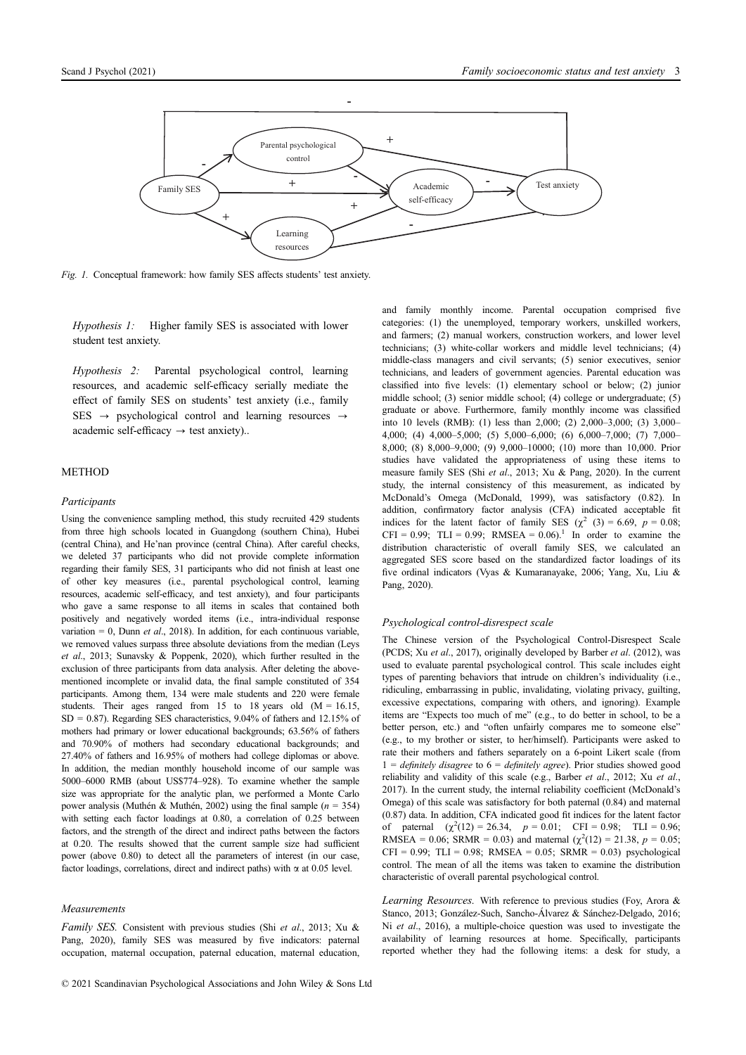Fig. 1. Conceptual framework: how family SES affects students' test anxiety.

*Hypothesis 1:* Higher family SES is associated with lower student test anxiety.

*Hypothesis 2:* Parental psychological control, learning resources, and academic self-efficacy serially mediate the effect of family SES on students' test anxiety (i.e., family SES → psychological control and learning resources → academic self-efficacy → test anxiety)..

## METHOD

### Participants

Using the convenience sampling method, this study recruited 429 students from three high schools located in Guangdong (southern China), Hubei (central China), and He'nan province (central China). After careful checks, we deleted 37 participants who did not provide complete information regarding their family SES, 31 participants who did not finish at least one of other key measures (i.e., parental psychological control, learning resources, academic self-efficacy, and test anxiety), and four participants who gave a same response to all items in scales that contained both positively and negatively worded items (i.e., intra-individual response variation = 0, Dunn *et al.*, 2018). In addition, for each continuous variable, we removed values surpass three absolute deviations from the median (Leys *et al.*, 2013; Sunavsky & Poppenk, 2020), which further resulted in the exclusion of three participants from data analysis. After deleting the above-mentioned incomplete or invalid data, the final sample constituted of 354 participants. Among them, 134 were male students and 220 were female students. Their ages ranged from 15 to 18 years old ($M = 16.15$, $SD = 0.87$). Regarding SES characteristics, 9.04% of fathers and 12.15% of mothers had primary or lower educational backgrounds; 63.56% of fathers and 70.90% of mothers had secondary educational backgrounds; and 27.40% of fathers and 16.95% of mothers had college diplomas or above. In addition, the median monthly household income of our sample was 5000–6000 RMB (about US$774–928). To examine whether the sample size was appropriate for the analytic plan, we performed a Monte Carlo power analysis (Muthén & Muthén, 2002) using the final sample ($n = 354$) with setting each factor loadings at 0.80, a correlation of 0.25 between factors, and the strength of the direct and indirect paths between the factors at 0.20. The results showed that the current sample size had sufficient power (above 0.80) to detect all the parameters of interest (in our case, factor loadings, correlations, direct and indirect paths) with $\alpha$ at 0.05 level.

### Measurements

*Family SES.* Consistent with previous studies (Shi *et al.*, 2013; Xu & Pang, 2020), family SES was measured by five indicators: paternal occupation, maternal occupation, paternal education, maternal education, and family monthly income. Parental occupation comprised five categories: (1) the unemployed, temporary workers, unskilled workers, and farmers; (2) manual workers, construction workers, and lower level technicians; (3) white-collar workers and middle level technicians; (4) middle-class managers and civil servants; (5) senior executives, senior technicians, and leaders of government agencies. Parental education was classified into five levels: (1) elementary school or below; (2) junior middle school; (3) senior middle school; (4) college or undergraduate; (5) graduate or above. Furthermore, family monthly income was classified into 10 levels (RMB): (1) less than 2,000; (2) 2,000–3,000; (3) 3,000–4,000; (4) 4,000–5,000; (5) 5,000–6,000; (6) 6,000–7,000; (7) 7,000–8,000; (8) 8,000–9,000; (9) 9,000–10000; (10) more than 10,000. Prior studies have validated the appropriateness of using these items to measure family SES (Shi *et al.*, 2013; Xu & Pang, 2020). In the current study, the internal consistency of this measurement, as indicated by McDonald's Omega (McDonald, 1999), was satisfactory (0.82). In addition, confirmatory factor analysis (CFA) indicated acceptable fit indices for the latent factor of family SES ($\chi^2$ (3) = 6.69, $p = 0.08$; CFI = 0.99; TLI = 0.99; RMSEA = 0.06).[1] In order to examine the distribution characteristic of overall family SES, we calculated an aggregated SES score based on the standardized factor loadings of its five ordinal indicators (Vyas & Kumaranayake, 2006; Yang, Xu, Liu & Pang, 2020).

#### Psychological control-disrespect scale

The Chinese version of the Psychological Control-Disrespect Scale (PCDS; Xu *et al.*, 2017), originally developed by Barber *et al.* (2012), was used to evaluate parental psychological control. This scale includes eight types of parenting behaviors that intrude on children's individuality (i.e., ridiculing, embarrassing in public, invalidating, violating privacy, guilting, excessive expectations, comparing with others, and ignoring). Example items are "Expects too much of me" (e.g., to do better in school, to be a better person, etc.) and "often unfairly compares me to someone else" (e.g., to my brother or sister, to her/himself). Participants were asked to rate their mothers and fathers separately on a 6-point Likert scale (from 1 = *definitely disagree* to 6 = *definitely agree*). Prior studies showed good reliability and validity of this scale (e.g., Barber *et al.*, 2012; Xu *et al.*, 2017). In the current study, the internal reliability coefficient (McDonald's Omega) of this scale was satisfactory for both paternal (0.84) and maternal (0.87) data. In addition, CFA indicated good fit indices for the latent factor of paternal ($\chi^2$(12) = 26.34, $p = 0.01$; CFI = 0.98; TLI = 0.96; RMSEA = 0.06; SRMR = 0.03) and maternal ($\chi^2$(12) = 21.38, $p = 0.05$; CFI = 0.99; TLI = 0.98; RMSEA = 0.05; SRMR = 0.03) psychological control. The mean of all the items was taken to examine the distribution characteristic of overall parental psychological control.

*Learning Resources.* With reference to previous studies (Foy, Arora & Stanco, 2013; González-Such, Sancho-Álvarez & Sánchez-Delgado, 2016; Ni *et al.*, 2016), a multiple-choice question was used to investigate the availability of learning resources at home. Specifically, participants reported whether they had the following items: a desk for study, a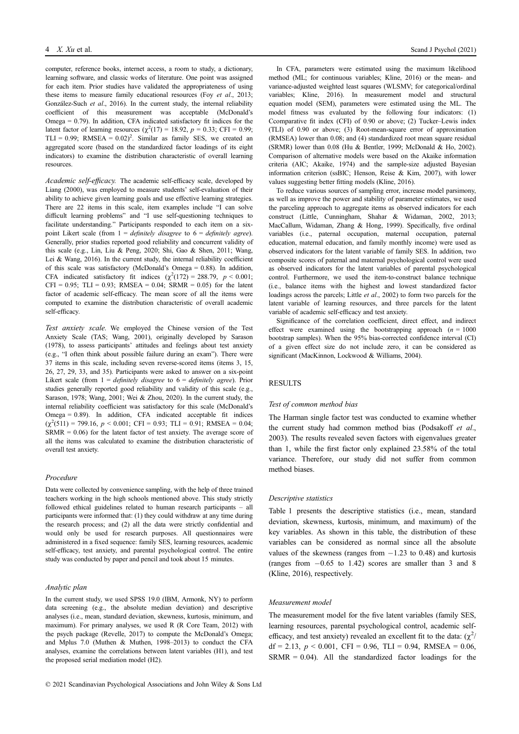computer, reference books, internet access, a room to study, a dictionary, learning software, and classic works of literature. One point was assigned for each item. Prior studies have validated the appropriateness of using these items to measure family educational resources (Foy *et al*., 2013; González-Such *et al*., 2016). In the current study, the internal reliability coefficient of this measurement was acceptable (McDonald's Omega = 0.79). In addition, CFA indicated satisfactory fit indices for the latent factor of learning resources ($\chi^2(17)$ = 18.92, $p$ = 0.33; CFI = 0.99; TLI = 0.99; RMSEA = 0.02)[2]. Similar as family SES, we created an aggregated score (based on the standardized factor loadings of its eight indicators) to examine the distribution characteristic of overall learning resources.

*Academic self-efficacy.* The academic self-efficacy scale, developed by Liang (2000), was employed to measure students' self-evaluation of their ability to achieve given learning goals and use effective learning strategies. There are 22 items in this scale, item examples include "I can solve difficult learning problems" and "I use self-questioning techniques to facilitate understanding." Participants responded to each item on a six-point Likert scale (from 1 = *definitely disagree* to 6 = *definitely agree*). Generally, prior studies reported good reliability and concurrent validity of this scale (e.g., Lin, Liu & Peng, 2020; Shi, Gao & Shen, 2011; Wang, Lei & Wang, 2016). In the current study, the internal reliability coefficient of this scale was satisfactory (McDonald's Omega = 0.88). In addition, CFA indicated satisfactory fit indices ($\chi^2(172)$ = 288.79, $p$ < 0.001; CFI = 0.95; TLI = 0.93; RMSEA = 0.04; SRMR = 0.05) for the latent factor of academic self-efficacy. The mean score of all the items were computed to examine the distribution characteristic of overall academic self-efficacy.

*Test anxiety scale.* We employed the Chinese version of the Test Anxiety Scale (TAS; Wang, 2001), originally developed by Sarason (1978), to assess participants' attitudes and feelings about test anxiety (e.g., "I often think about possible failure during an exam"). There were 37 items in this scale, including seven reverse-scored items (items 3, 15, 26, 27, 29, 33, and 35). Participants were asked to answer on a six-point Likert scale (from 1 = *definitely disagree* to 6 = *definitely agree*). Prior studies generally reported good reliability and validity of this scale (e.g., Sarason, 1978; Wang, 2001; Wei & Zhou, 2020). In the current study, the internal reliability coefficient was satisfactory for this scale (McDonald's Omega = 0.89). In addition, CFA indicated acceptable fit indices ($\chi^2(511)$ = 799.16, $p$ < 0.001; CFI = 0.93; TLI = 0.91; RMSEA = 0.04; SRMR = 0.06) for the latent factor of test anxiety. The average score of all the items was calculated to examine the distribution characteristic of overall test anxiety.

### Procedure

Data were collected by convenience sampling, with the help of three trained teachers working in the high schools mentioned above. This study strictly followed ethical guidelines related to human research participants – all participants were informed that: (1) they could withdraw at any time during the research process; and (2) all the data were strictly confidential and would only be used for research purposes. All questionnaires were administered in a fixed sequence: family SES, learning resources, academic self-efficacy, test anxiety, and parental psychological control. The entire study was conducted by paper and pencil and took about 15 minutes.

### Analytic plan

In the current study, we used SPSS 19.0 (IBM, Armonk, NY) to perform data screening (e.g., the absolute median deviation) and descriptive analyses (i.e., mean, standard deviation, skewness, kurtosis, minimum, and maximum). For primary analyses, we used R (R Core Team, 2012) with the psych package (Revelle, 2017) to compute the McDonald's Omega; and Mplus 7.0 (Muthen & Muthen, 1998–2013) to conduct the CFA analyses, examine the correlations between latent variables (H1), and test the proposed serial mediation model (H2).

In CFA, parameters were estimated using the maximum likelihood method (ML; for continuous variables; Kline, 2016) or the mean- and variance-adjusted weighted least squares (WLSMV; for categorical/ordinal variables; Kline, 2016). In measurement model and structural equation model (SEM), parameters were estimated using the ML. The model fitness was evaluated by the following four indicators: (1) Ccomparative fit index (CFI) of 0.90 or above; (2) Tucker–Lewis index (TLI) of 0.90 or above; (3) Root-mean-square error of approximation (RMSEA) lower than 0.08; and (4) standardized root mean square residual (SRMR) lower than 0.08 (Hu & Bentler, 1999; McDonald & Ho, 2002). Comparison of alternative models were based on the Akaike information criteria (AIC; Akaike, 1974) and the sample-size adjusted Bayesian information criterion (ssBIC; Henson, Reise & Kim, 2007), with lower values suggesting better fitting models (Kline, 2016).

To reduce various sources of sampling error, increase model parsimony, as well as improve the power and stability of parameter estimates, we used the parceling approach to aggregate items as observed indicators for each construct (Little, Cunningham, Shahar & Widaman, 2002, 2013; MacCallum, Widaman, Zhang & Hong, 1999). Specifically, five ordinal variables (i.e., paternal occupation, maternal occupation, paternal education, maternal education, and family monthly income) were used as observed indicators for the latent variable of family SES. In addition, two composite scores of paternal and maternal psychological control were used as observed indicators for the latent variables of parental psychological control. Furthermore, we used the item-to-construct balance technique (i.e., balance items with the highest and lowest standardized factor loadings across the parcels; Little *et al*., 2002) to form two parcels for the latent variable of learning resources, and three parcels for the latent variable of academic self-efficacy and test anxiety.

Significance of the correlation coefficient, direct effect, and indirect effect were examined using the bootstrapping approach ($n$ = 1000 bootstrap samples). When the 95% bias-corrected confidence interval (CI) of a given effect size do not include zero, it can be considered as significant (MacKinnon, Lockwood & Williams, 2004).

## RESULTS

### Test of common method bias

The Harman single factor test was conducted to examine whether the current study had common method bias (Podsakoff *et al*., 2003). The results revealed seven factors with eigenvalues greater than 1, while the first factor only explained 23.58% of the total variance. Therefore, our study did not suffer from common method biases.

### Descriptive statistics

Table 1 presents the descriptive statistics (i.e., mean, standard deviation, skewness, kurtosis, minimum, and maximum) of the key variables. As shown in this table, the distribution of these variables can be considered as normal since all the absolute values of the skewness (ranges from −1.23 to 0.48) and kurtosis (ranges from −0.65 to 1.42) scores are smaller than 3 and 8 (Kline, 2016), respectively.

### Measurement model

The measurement model for the five latent variables (family SES, learning resources, parental psychological control, academic self-efficacy, and test anxiety) revealed an excellent fit to the data: ($\chi^2$/df = 2.13, $p$ < 0.001, CFI = 0.96, TLI = 0.94, RMSEA = 0.06, SRMR = 0.04). All the standardized factor loadings for the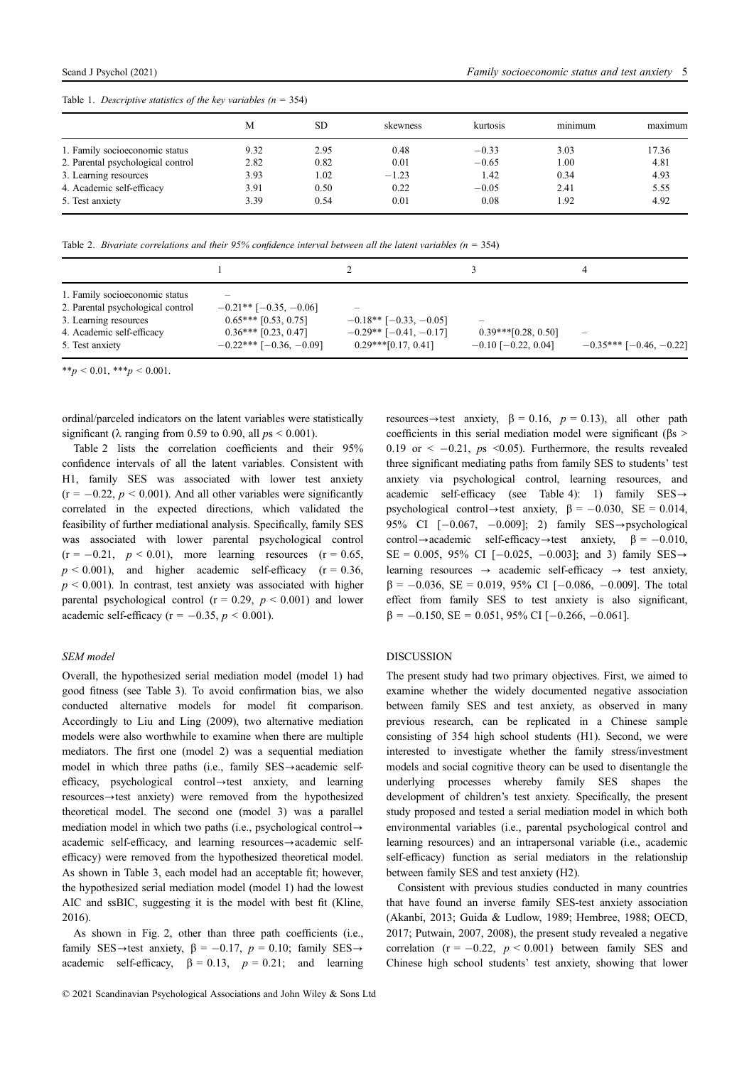Table 1. *Descriptive statistics of the key variables (n = 354)*

| | M | SD | skewness | kurtosis | minimum | maximum |
|---|---|---|---|---|---|---|
| 1. Family socioeconomic status | 9.32 | 2.95 | 0.48 | −0.33 | 3.03 | 17.36 |
| 2. Parental psychological control | 2.82 | 0.82 | 0.01 | −0.65 | 1.00 | 4.81 |
| 3. Learning resources | 3.93 | 1.02 | −1.23 | 1.42 | 0.34 | 4.93 |
| 4. Academic self-efficacy | 3.91 | 0.50 | 0.22 | −0.05 | 2.41 | 5.55 |
| 5. Test anxiety | 3.39 | 0.54 | 0.01 | 0.08 | 1.92 | 4.92 |

Table 2. *Bivariate correlations and their 95% confidence interval between all the latent variables (n = 354)*

| | 1 | 2 | 3 | 4 |
|---|---|---|---|---|
| 1. Family socioeconomic status | – | | | |
| 2. Parental psychological control | −0.21** [−0.35, −0.06] | – | | |
| 3. Learning resources | 0.65*** [0.53, 0.75] | −0.18** [−0.33, −0.05] | – | |
| 4. Academic self-efficacy | 0.36*** [0.23, 0.47] | −0.29** [−0.41, −0.17] | 0.39***[0.28, 0.50] | – |
| 5. Test anxiety | −0.22*** [−0.36, −0.09] | 0.29***[0.17, 0.41] | −0.10 [−0.22, 0.04] | −0.35*** [−0.46, −0.22] |

**$p < 0.01$, ***$p < 0.001$.

ordinal/parceled indicators on the latent variables were statistically significant ($\lambda$ ranging from 0.59 to 0.90, all $ps < 0.001$).

Table 2 lists the correlation coefficients and their 95% confidence intervals of all the latent variables. Consistent with H1, family SES was associated with lower test anxiety ($r = -0.22$, $p < 0.001$). And all other variables were significantly correlated in the expected directions, which validated the feasibility of further mediational analysis. Specifically, family SES was associated with lower parental psychological control ($r = -0.21$, $p < 0.01$), more learning resources ($r = 0.65$, $p < 0.001$), and higher academic self-efficacy ($r = 0.36$, $p < 0.001$). In contrast, test anxiety was associated with higher parental psychological control ($r = 0.29$, $p < 0.001$) and lower academic self-efficacy ($r = -0.35$, $p < 0.001$).

### *SEM model*

Overall, the hypothesized serial mediation model (model 1) had good fitness (see Table 3). To avoid confirmation bias, we also conducted alternative models for model fit comparison. Accordingly to Liu and Ling (2009), two alternative mediation models were also worthwhile to examine when there are multiple mediators. The first one (model 2) was a sequential mediation model in which three paths (i.e., family SES→academic self-efficacy, psychological control→test anxiety, and learning resources→test anxiety) were removed from the hypothesized theoretical model. The second one (model 3) was a parallel mediation model in which two paths (i.e., psychological control→academic self-efficacy, and learning resources→academic self-efficacy) were removed from the hypothesized theoretical model. As shown in Table 3, each model had an acceptable fit; however, the hypothesized serial mediation model (model 1) had the lowest AIC and ssBIC, suggesting it is the model with best fit (Kline, 2016).

As shown in Fig. 2, other than three path coefficients (i.e., family SES→test anxiety, $\beta = -0.17$, $p = 0.10$; family SES→academic self-efficacy, $\beta = 0.13$, $p = 0.21$; and learning resources→test anxiety, $\beta = 0.16$, $p = 0.13$), all other path coefficients in this serial mediation model were significant ($\beta s > 0.19$ or $< -0.21$, $ps < 0.05$). Furthermore, the results revealed three significant mediating paths from family SES to students' test anxiety via psychological control, learning resources, and academic self-efficacy (see Table 4): 1) family SES→psychological control→test anxiety, $\beta = -0.030$, $SE = 0.014$, 95% CI [−0.067, −0.009]; 2) family SES→psychological control→academic self-efficacy→test anxiety, $\beta = -0.010$, $SE = 0.005$, 95% CI [−0.025, −0.003]; and 3) family SES→learning resources → academic self-efficacy → test anxiety, $\beta = -0.036$, $SE = 0.019$, 95% CI [−0.086, −0.009]. The total effect from family SES to test anxiety is also significant, $\beta = -0.150$, $SE = 0.051$, 95% CI [−0.266, −0.061].

## DISCUSSION

The present study had two primary objectives. First, we aimed to examine whether the widely documented negative association between family SES and test anxiety, as observed in many previous research, can be replicated in a Chinese sample consisting of 354 high school students (H1). Second, we were interested to investigate whether the family stress/investment models and social cognitive theory can be used to disentangle the underlying processes whereby family SES shapes the development of children's test anxiety. Specifically, the present study proposed and tested a serial mediation model in which both environmental variables (i.e., parental psychological control and learning resources) and an intrapersonal variable (i.e., academic self-efficacy) function as serial mediators in the relationship between family SES and test anxiety (H2).

Consistent with previous studies conducted in many countries that have found an inverse family SES-test anxiety association (Akanbi, 2013; Guida & Ludlow, 1989; Hembree, 1988; OECD, 2017; Putwain, 2007, 2008), the present study revealed a negative correlation ($r = -0.22$, $p < 0.001$) between family SES and Chinese high school students' test anxiety, showing that lower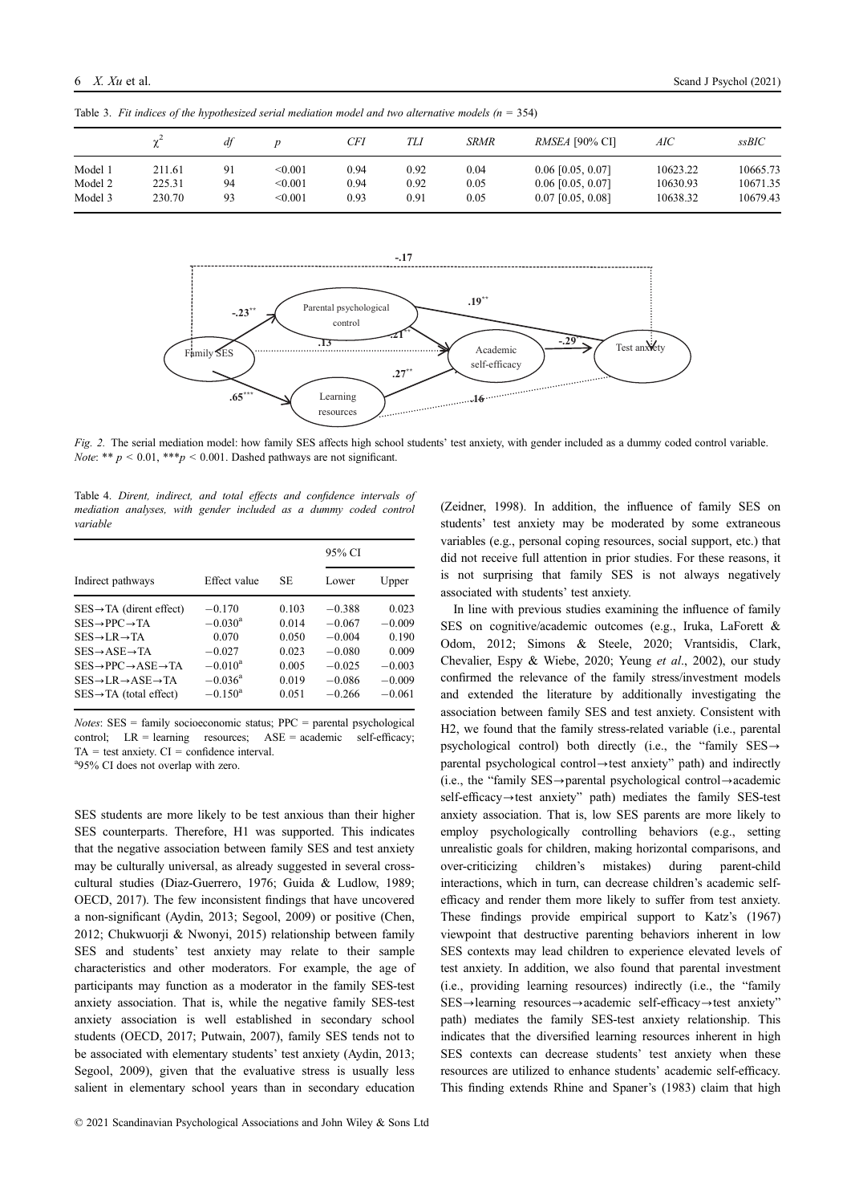Table 3. *Fit indices of the hypothesized serial mediation model and two alternative models (n = 354)*

| | $\chi^2$ | *df* | *p* | *CFI* | *TLI* | *SRMR* | *RMSEA* [90% CI] | *AIC* | *ssBIC* |
|---|---|---|---|---|---|---|---|---|---|
| Model 1 | 211.61 | 91 | <0.001 | 0.94 | 0.92 | 0.04 | 0.06 [0.05, 0.07] | 10623.22 | 10665.73 |
| Model 2 | 225.31 | 94 | <0.001 | 0.94 | 0.92 | 0.05 | 0.06 [0.05, 0.07] | 10630.93 | 10671.35 |
| Model 3 | 230.70 | 93 | <0.001 | 0.93 | 0.91 | 0.05 | 0.07 [0.05, 0.08] | 10638.32 | 10679.43 |

*Fig. 2.* The serial mediation model: how family SES affects high school students' test anxiety, with gender included as a dummy coded control variable. *Note*: ** $p < 0.01$, *** $p < 0.001$. Dashed pathways are not significant.

Table 4. *Dirent, indirect, and total effects and confidence intervals of mediation analyses, with gender included as a dummy coded control variable*

| Indirect pathways | Effect value | SE | 95% CI Lower | 95% CI Upper |
|---|---|---|---|---|
| SES→TA (dirent effect) | −0.170 | 0.103 | −0.388 | 0.023 |
| SES→PPC→TA | −0.030[a] | 0.014 | −0.067 | −0.009 |
| SES→LR→TA | 0.070 | 0.050 | −0.004 | 0.190 |
| SES→ASE→TA | −0.027 | 0.023 | −0.080 | 0.009 |
| SES→PPC→ASE→TA | −0.010[a] | 0.005 | −0.025 | −0.003 |
| SES→LR→ASE→TA | −0.036[a] | 0.019 | −0.086 | −0.009 |
| SES→TA (total effect) | −0.150[a] | 0.051 | −0.266 | −0.061 |

*Notes*: SES = family socioeconomic status; PPC = parental psychological control; LR = learning resources; ASE = academic self-efficacy; TA = test anxiety. CI = confidence interval.
[a]95% CI does not overlap with zero.

SES students are more likely to be test anxious than their higher SES counterparts. Therefore, H1 was supported. This indicates that the negative association between family SES and test anxiety may be culturally universal, as already suggested in several cross-cultural studies (Diaz-Guerrero, 1976; Guida & Ludlow, 1989; OECD, 2017). The few inconsistent findings that have uncovered a non-significant (Aydin, 2013; Segool, 2009) or positive (Chen, 2012; Chukwuorji & Nwonyi, 2015) relationship between family SES and students' test anxiety may relate to their sample characteristics and other moderators. For example, the age of participants may function as a moderator in the family SES-test anxiety association. That is, while the negative family SES-test anxiety association is well established in secondary school students (OECD, 2017; Putwain, 2007), family SES tends not to be associated with elementary students' test anxiety (Aydin, 2013; Segool, 2009), given that the evaluative stress is usually less salient in elementary school years than in secondary education (Zeidner, 1998). In addition, the influence of family SES on students' test anxiety may be moderated by some extraneous variables (e.g., personal coping resources, social support, etc.) that did not receive full attention in prior studies. For these reasons, it is not surprising that family SES is not always negatively associated with students' test anxiety.

In line with previous studies examining the influence of family SES on cognitive/academic outcomes (e.g., Iruka, LaForett & Odom, 2012; Simons & Steele, 2020; Vrantsidis, Clark, Chevalier, Espy & Wiebe, 2020; Yeung *et al*., 2002), our study confirmed the relevance of the family stress/investment models and extended the literature by additionally investigating the association between family SES and test anxiety. Consistent with H2, we found that the family stress-related variable (i.e., parental psychological control) both directly (i.e., the "family SES→parental psychological control→test anxiety" path) and indirectly (i.e., the "family SES→parental psychological control→academic self-efficacy→test anxiety" path) mediates the family SES-test anxiety association. That is, low SES parents are more likely to employ psychologically controlling behaviors (e.g., setting unrealistic goals for children, making horizontal comparisons, and over-criticizing children's mistakes) during parent-child interactions, which in turn, can decrease children's academic self-efficacy and render them more likely to suffer from test anxiety. These findings provide empirical support to Katz's (1967) viewpoint that destructive parenting behaviors inherent in low SES contexts may lead children to experience elevated levels of test anxiety. In addition, we also found that parental investment (i.e., providing learning resources) indirectly (i.e., the "family SES→learning resources→academic self-efficacy→test anxiety" path) mediates the family SES-test anxiety relationship. This indicates that the diversified learning resources inherent in high SES contexts can decrease students' test anxiety when these resources are utilized to enhance students' academic self-efficacy. This finding extends Rhine and Spaner's (1983) claim that high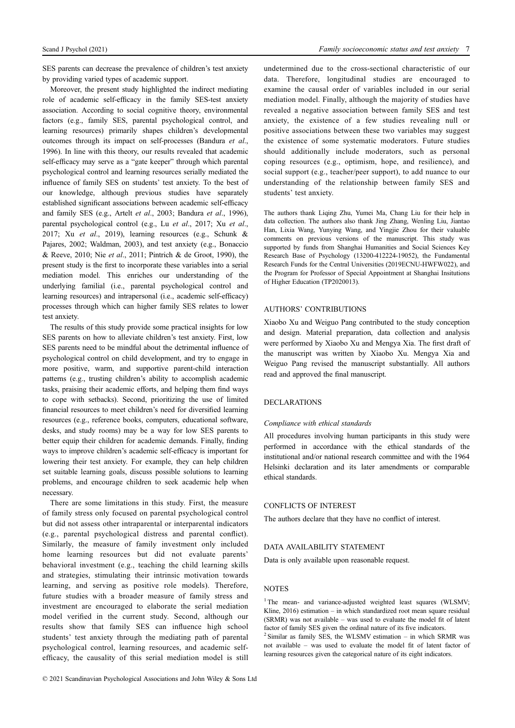SES parents can decrease the prevalence of children's test anxiety by providing varied types of academic support.

Moreover, the present study highlighted the indirect mediating role of academic self-efficacy in the family SES-test anxiety association. According to social cognitive theory, environmental factors (e.g., family SES, parental psychological control, and learning resources) primarily shapes children's developmental outcomes through its impact on self-processes (Bandura *et al*., 1996). In line with this theory, our results revealed that academic self-efficacy may serve as a "gate keeper" through which parental psychological control and learning resources serially mediated the influence of family SES on students' test anxiety. To the best of our knowledge, although previous studies have separately established significant associations between academic self-efficacy and family SES (e.g., Artelt *et al*., 2003; Bandura *et al*., 1996), parental psychological control (e.g., Lu *et al*., 2017; Xu *et al*., 2017; Xu *et al*., 2019), learning resources (e.g., Schunk & Pajares, 2002; Waldman, 2003), and test anxiety (e.g., Bonaccio & Reeve, 2010; Nie *et al*., 2011; Pintrich & de Groot, 1990), the present study is the first to incorporate these variables into a serial mediation model. This enriches our understanding of the underlying familial (i.e., parental psychological control and learning resources) and intrapersonal (i.e., academic self-efficacy) processes through which can higher family SES relates to lower test anxiety.

The results of this study provide some practical insights for low SES parents on how to alleviate children's test anxiety. First, low SES parents need to be mindful about the detrimental influence of psychological control on child development, and try to engage in more positive, warm, and supportive parent-child interaction patterns (e.g., trusting children's ability to accomplish academic tasks, praising their academic efforts, and helping them find ways to cope with setbacks). Second, prioritizing the use of limited financial resources to meet children's need for diversified learning resources (e.g., reference books, computers, educational software, desks, and study rooms) may be a way for low SES parents to better equip their children for academic demands. Finally, finding ways to improve children's academic self-efficacy is important for lowering their test anxiety. For example, they can help children set suitable learning goals, discuss possible solutions to learning problems, and encourage children to seek academic help when necessary.

There are some limitations in this study. First, the measure of family stress only focused on parental psychological control but did not assess other intraparental or interparental indicators (e.g., parental psychological distress and parental conflict). Similarly, the measure of family investment only included home learning resources but did not evaluate parents' behavioral investment (e.g., teaching the child learning skills and strategies, stimulating their intrinsic motivation towards learning, and serving as positive role models). Therefore, future studies with a broader measure of family stress and investment are encouraged to elaborate the serial mediation model verified in the current study. Second, although our results show that family SES can influence high school students' test anxiety through the mediating path of parental psychological control, learning resources, and academic self-efficacy, the causality of this serial mediation model is still undetermined due to the cross-sectional characteristic of our data. Therefore, longitudinal studies are encouraged to examine the causal order of variables included in our serial mediation model. Finally, although the majority of studies have revealed a negative association between family SES and test anxiety, the existence of a few studies revealing null or positive associations between these two variables may suggest the existence of some systematic moderators. Future studies should additionally include moderators, such as personal coping resources (e.g., optimism, hope, and resilience), and social support (e.g., teacher/peer support), to add nuance to our understanding of the relationship between family SES and students' test anxiety.

The authors thank Liqing Zhu, Yumei Ma, Chang Liu for their help in data collection. The authors also thank Jing Zhang, Wenling Liu, Jiantao Han, Lixia Wang, Yunying Wang, and Yingjie Zhou for their valuable comments on previous versions of the manuscript. This study was supported by funds from Shanghai Humanities and Social Sciences Key Research Base of Psychology (13200-412224-19052), the Fundamental Research Funds for the Central Universities (2019ECNU-HWFW022), and the Program for Professor of Special Appointment at Shanghai Insitutions of Higher Education (TP2020013).

## AUTHORS' CONTRIBUTIONS

Xiaobo Xu and Weiguo Pang contributed to the study conception and design. Material preparation, data collection and analysis were performed by Xiaobo Xu and Mengya Xia. The first draft of the manuscript was written by Xiaobo Xu. Mengya Xia and Weiguo Pang revised the manuscript substantially. All authors read and approved the final manuscript.

## DECLARATIONS

### *Compliance with ethical standards*

All procedures involving human participants in this study were performed in accordance with the ethical standards of the institutional and/or national research committee and with the 1964 Helsinki declaration and its later amendments or comparable ethical standards.

## CONFLICTS OF INTEREST

The authors declare that they have no conflict of interest.

## DATA AVAILABILITY STATEMENT

Data is only available upon reasonable request.

## NOTES

[1] The mean- and variance-adjusted weighted least squares (WLSMV; Kline, 2016) estimation – in which standardized root mean square residual (SRMR) was not available – was used to evaluate the model fit of latent factor of family SES given the ordinal nature of its five indicators.

[2] Similar as family SES, the WLSMV estimation – in which SRMR was not available – was used to evaluate the model fit of latent factor of learning resources given the categorical nature of its eight indicators.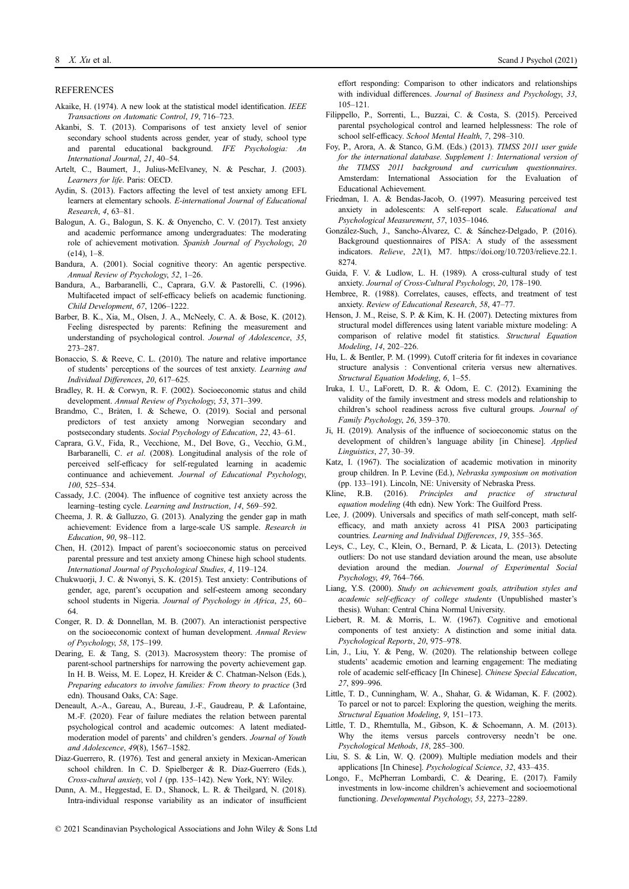## REFERENCES

Akaike, H. (1974). A new look at the statistical model identification. *IEEE Transactions on Automatic Control*, *19*, 716–723.

Akanbi, S. T. (2013). Comparisons of test anxiety level of senior secondary school students across gender, year of study, school type and parental educational background. *IFE Psychologia: An International Journal*, *21*, 40–54.

Artelt, C., Baumert, J., Julius-McElvaney, N. & Peschar, J. (2003). *Learners for life*. Paris: OECD.

Aydin, S. (2013). Factors affecting the level of test anxiety among EFL learners at elementary schools. *E-international Journal of Educational Research*, *4*, 63–81.

Balogun, A. G., Balogun, S. K. & Onyencho, C. V. (2017). Test anxiety and academic performance among undergraduates: The moderating role of achievement motivation. *Spanish Journal of Psychology*, *20* (e14), 1–8.

Bandura, A. (2001). Social cognitive theory: An agentic perspective. *Annual Review of Psychology*, *52*, 1–26.

Bandura, A., Barbaranelli, C., Caprara, G.V. & Pastorelli, C. (1996). Multifaceted impact of self-efficacy beliefs on academic functioning. *Child Development*, *67*, 1206–1222.

Barber, B. K., Xia, M., Olsen, J. A., McNeely, C. A. & Bose, K. (2012). Feeling disrespected by parents: Refining the measurement and understanding of psychological control. *Journal of Adolescence*, *35*, 273–287.

Bonaccio, S. & Reeve, C. L. (2010). The nature and relative importance of students' perceptions of the sources of test anxiety. *Learning and Individual Differences*, *20*, 617–625.

Bradley, R. H. & Corwyn, R. F. (2002). Socioeconomic status and child development. *Annual Review of Psychology*, *53*, 371–399.

Brandmo, C., Bråten, I. & Schewe, O. (2019). Social and personal predictors of test anxiety among Norwegian secondary and postsecondary students. *Social Psychology of Education*, *22*, 43–61.

Caprara, G.V., Fida, R., Vecchione, M., Del Bove, G., Vecchio, G.M., Barbaranelli, C. *et al*. (2008). Longitudinal analysis of the role of perceived self-efficacy for self-regulated learning in academic continuance and achievement. *Journal of Educational Psychology*, *100*, 525–534.

Cassady, J.C. (2004). The influence of cognitive test anxiety across the learning–testing cycle. *Learning and Instruction*, *14*, 569–592.

Cheema, J. R. & Galluzzo, G. (2013). Analyzing the gender gap in math achievement: Evidence from a large-scale US sample. *Research in Education*, *90*, 98–112.

Chen, H. (2012). Impact of parent's socioeconomic status on perceived parental pressure and test anxiety among Chinese high school students. *International Journal of Psychological Studies*, *4*, 119–124.

Chukwuorji, J. C. & Nwonyi, S. K. (2015). Test anxiety: Contributions of gender, age, parent's occupation and self-esteem among secondary school students in Nigeria. *Journal of Psychology in Africa*, *25*, 60–64.

Conger, R. D. & Donnellan, M. B. (2007). An interactionist perspective on the socioeconomic context of human development. *Annual Review of Psychology*, *58*, 175–199.

Dearing, E. & Tang, S. (2013). Macrosystem theory: The promise of parent-school partnerships for narrowing the poverty achievement gap. In H. B. Weiss, M. E. Lopez, H. Kreider & C. Chatman-Nelson (Eds.), *Preparing educators to involve families: From theory to practice* (3rd edn). Thousand Oaks, CA: Sage.

Deneault, A.-A., Gareau, A., Bureau, J.-F., Gaudreau, P. & Lafontaine, M.-F. (2020). Fear of failure mediates the relation between parental psychological control and academic outcomes: A latent mediated-moderation model of parents' and children's genders. *Journal of Youth and Adolescence*, *49*(8), 1567–1582.

Diaz-Guerrero, R. (1976). Test and general anxiety in Mexican-American school children. In C. D. Spielberger & R. Diaz-Guerrero (Eds.), *Cross-cultural anxiety*, vol *1* (pp. 135–142). New York, NY: Wiley.

Dunn, A. M., Heggestad, E. D., Shanock, L. R. & Theilgard, N. (2018). Intra-individual response variability as an indicator of insufficient effort responding: Comparison to other indicators and relationships with individual differences. *Journal of Business and Psychology*, *33*, 105–121.

Filippello, P., Sorrenti, L., Buzzai, C. & Costa, S. (2015). Perceived parental psychological control and learned helplessness: The role of school self-efficacy. *School Mental Health*, *7*, 298–310.

Foy, P., Arora, A. & Stanco, G.M. (Eds.) (2013). *TIMSS 2011 user guide for the international database. Supplement 1: International version of the TIMSS 2011 background and curriculum questionnaires*. Amsterdam: International Association for the Evaluation of Educational Achievement.

Friedman, I. A. & Bendas-Jacob, O. (1997). Measuring perceived test anxiety in adolescents: A self-report scale. *Educational and Psychological Measurement*, *57*, 1035–1046.

González-Such, J., Sancho-Álvarez, C. & Sánchez-Delgado, P. (2016). Background questionnaires of PISA: A study of the assessment indicators. *Relieve*, *22*(1), M7. https://doi.org/10.7203/relieve.22.1.8274.

Guida, F. V. & Ludlow, L. H. (1989). A cross-cultural study of test anxiety. *Journal of Cross-Cultural Psychology*, *20*, 178–190.

Hembree, R. (1988). Correlates, causes, effects, and treatment of test anxiety. *Review of Educational Research*, *58*, 47–77.

Henson, J. M., Reise, S. P. & Kim, K. H. (2007). Detecting mixtures from structural model differences using latent variable mixture modeling: A comparison of relative model fit statistics. *Structural Equation Modeling*, *14*, 202–226.

Hu, L. & Bentler, P. M. (1999). Cutoff criteria for fit indexes in covariance structure analysis : Conventional criteria versus new alternatives. *Structural Equation Modeling*, *6*, 1–55.

Iruka, I. U., LaForett, D. R. & Odom, E. C. (2012). Examining the validity of the family investment and stress models and relationship to children's school readiness across five cultural groups. *Journal of Family Psychology*, *26*, 359–370.

Ji, H. (2019). Analysis of the influence of socioeconomic status on the development of children's language ability [in Chinese]. *Applied Linguistics*, *27*, 30–39.

Katz, I. (1967). The socialization of academic motivation in minority group children. In P. Levine (Ed.), *Nebraska symposium on motivation* (pp. 133–191). Lincoln, NE: University of Nebraska Press.

Kline, R.B. (2016). *Principles and practice of structural equation modeling* (4th edn). New York: The Guilford Press.

Lee, J. (2009). Universals and specifics of math self-concept, math self-efficacy, and math anxiety across 41 PISA 2003 participating countries. *Learning and Individual Differences*, *19*, 355–365.

Leys, C., Ley, C., Klein, O., Bernard, P. & Licata, L. (2013). Detecting outliers: Do not use standard deviation around the mean, use absolute deviation around the median. *Journal of Experimental Social Psychology*, *49*, 764–766.

Liang, Y.S. (2000). *Study on achievement goals, attribution styles and academic self-efficacy of college students* (Unpublished master's thesis). Wuhan: Central China Normal University.

Liebert, R. M. & Morris, L. W. (1967). Cognitive and emotional components of test anxiety: A distinction and some initial data. *Psychological Reports*, *20*, 975–978.

Lin, J., Liu, Y. & Peng, W. (2020). The relationship between college students' academic emotion and learning engagement: The mediating role of academic self-efficacy [In Chinese]. *Chinese Special Education*, *27*, 899–996.

Little, T. D., Cunningham, W. A., Shahar, G. & Widaman, K. F. (2002). To parcel or not to parcel: Exploring the question, weighing the merits. *Structural Equation Modeling*, *9*, 151–173.

Little, T. D., Rhemtulla, M., Gibson, K. & Schoemann, A. M. (2013). Why the items versus parcels controversy needn't be one. *Psychological Methods*, *18*, 285–300.

Liu, S. S. & Lin, W. Q. (2009). Multiple mediation models and their applications [In Chinese]. *Psychological Science*, *32*, 433–435.

Longo, F., McPherran Lombardi, C. & Dearing, E. (2017). Family investments in low-income children's achievement and socioemotional functioning. *Developmental Psychology*, *53*, 2273–2289.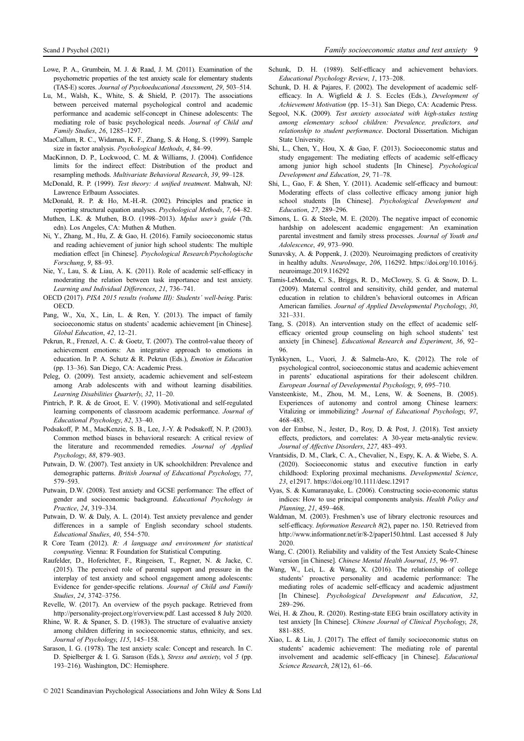Lowe, P. A., Grumbein, M. J. & Raad, J. M. (2011). Examination of the psychometric properties of the test anxiety scale for elementary students (TAS-E) scores. *Journal of Psychoeducational Assessment*, *29*, 503–514.

Lu, M., Walsh, K., White, S. & Shield, P. (2017). The associations between perceived maternal psychological control and academic performance and academic self-concept in Chinese adolescents: The mediating role of basic psychological needs. *Journal of Child and Family Studies*, *26*, 1285–1297.

MacCallum, R. C., Widaman, K. F., Zhang, S. & Hong, S. (1999). Sample size in factor analysis. *Psychological Methods*, *4*, 84–99.

MacKinnon, D. P., Lockwood, C. M. & Williams, J. (2004). Confidence limits for the indirect effect: Distribution of the product and resampling methods. *Multivariate Behavioral Research*, *39*, 99–128.

McDonald, R. P. (1999). *Test theory: A unified treatment*. Mahwah, NJ: Lawrence Erlbaum Associates.

McDonald, R. P. & Ho, M.-H.-R. (2002). Principles and practice in reporting structural equation analyses. *Psychological Methods*, *7*, 64–82.

Muthen, L.K. & Muthen, B.O. (1998–2013). *Mplus user's guide* (7th. edn). Los Angeles, CA: Muthen & Muthen.

Ni, Y., Zhang, M., Hu, Z. & Gao, H. (2016). Family socioeconomic status and reading achievement of junior high school students: The multiple mediation effect [in Chinese]. *Psychological Research/Psychologische Forschung*, *9*, 88–93.

Nie, Y., Lau, S. & Liau, A. K. (2011). Role of academic self-efficacy in moderating the relation between task importance and test anxiety. *Learning and Individual Differences*, *21*, 736–741.

OECD (2017). *PISA 2015 results (volume III): Students' well-being*. Paris: OECD.

Pang, W., Xu, X., Lin, L. & Ren, Y. (2013). The impact of family socioeconomic status on students' academic achievement [in Chinese]. *Global Education*, *42*, 12–21.

Pekrun, R., Frenzel, A. C. & Goetz, T. (2007). The control-value theory of achievement emotions: An integrative approach to emotions in education. In P. A. Schutz & R. Pekrun (Eds.), *Emotion in Education* (pp. 13–36). San Diego, CA: Academic Press.

Peleg, O. (2009). Test anxiety, academic achievement and self-esteem among Arab adolescents with and without learning disabilities. *Learning Disabilities Quarterly*, *32*, 11–20.

Pintrich, P. R. & de Groot, E. V. (1990). Motivational and self-regulated learning components of classroom academic performance. *Journal of Educational Psychology*, *82*, 33–40.

Podsakoff, P. M., MacKenzie, S. B., Lee, J.-Y. & Podsakoff, N. P. (2003). Common method biases in behavioral research: A critical review of the literature and recommended remedies. *Journal of Applied Psychology*, *88*, 879–903.

Putwain, D. W. (2007). Test anxiety in UK schoolchildren: Prevalence and demographic patterns. *British Journal of Educational Psychology*, *77*, 579–593.

Putwain, D.W. (2008). Test anxiety and GCSE performance: The effect of gender and socioeconomic background. *Educational Psychology in Practice*, *24*, 319–334.

Putwain, D. W. & Daly, A. L. (2014). Test anxiety prevalence and gender differences in a sample of English secondary school students. *Educational Studies*, *40*, 554–570.

R Core Team (2012). *R: A language and environment for statistical computing*. Vienna: R Foundation for Statistical Computing.

Raufelder, D., Hoferichter, F., Ringeisen, T., Regner, N. & Jacke, C. (2015). The perceived role of parental support and pressure in the interplay of test anxiety and school engagement among adolescents: Evidence for gender-specific relations. *Journal of Child and Family Studies*, *24*, 3742–3756.

Revelle, W. (2017). An overview of the psych package. Retrieved from http://personality-project.org/r/overview.pdf. Last accessed 8 July 2020.

Rhine, W. R. & Spaner, S. D. (1983). The structure of evaluative anxiety among children differing in socioeconomic status, ethnicity, and sex. *Journal of Psychology*, *115*, 145–158.

Sarason, I. G. (1978). The test anxiety scale: Concept and research. In C. D. Spielberger & I. G. Sarason (Eds.), *Stress and anxiety*, vol *5* (pp. 193–216). Washington, DC: Hemisphere.

Schunk, D. H. (1989). Self-efficacy and achievement behaviors. *Educational Psychology Review*, *1*, 173–208.

Schunk, D. H. & Pajares, F. (2002). The development of academic self-efficacy. In A. Wigfield & J. S. Eccles (Eds.), *Development of Achievement Motivation* (pp. 15–31). San Diego, CA: Academic Press.

Segool, N.K. (2009). *Test anxiety associated with high-stakes testing among elementary school children: Prevalence, predictors, and relationship to student performance*. Doctoral Dissertation. Michigan State University.

Shi, L., Chen, Y., Hou, X. & Gao, F. (2013). Socioeconomic status and study engagement: The mediating effects of academic self-efficacy among junior high school students [In Chinese]. *Psychological Development and Education*, *29*, 71–78.

Shi, L., Gao, F. & Shen, Y. (2011). Academic self-efficacy and burnout: Moderating effects of class collective efficacy among junior high school students [In Chinese]. *Psychological Development and Education*, *27*, 289–296.

Simons, L. G. & Steele, M. E. (2020). The negative impact of economic hardship on adolescent academic engagement: An examination parental investment and family stress processes. *Journal of Youth and Adolescence*, *49*, 973–990.

Sunavsky, A. & Poppenk, J. (2020). Neuroimaging predictors of creativity in healthy adults. *NeuroImage*, *206*, 116292. https://doi.org/10.1016/j.neuroimage.2019.116292

Tamis-LeMonda, C. S., Briggs, R. D., McClowry, S. G. & Snow, D. L. (2009). Maternal control and sensitivity, child gender, and maternal education in relation to children's behavioral outcomes in African American families. *Journal of Applied Developmental Psychology*, *30*, 321–331.

Tang, S. (2018). An intervention study on the effect of academic self-efficacy oriented group counseling on high school students' test anxiety [in Chinese]. *Educational Research and Experiment*, *36*, 92–96.

Tynkkynen, L., Vuori, J. & Salmela-Aro, K. (2012). The role of psychological control, socioeconomic status and academic achievement in parents' educational aspirations for their adolescent children. *European Journal of Developmental Psychology*, *9*, 695–710.

Vansteenkiste, M., Zhou, M. M., Lens, W. & Soenens, B. (2005). Experiences of autonomy and control among Chinese learners: Vitalizing or immobilizing? *Journal of Educational Psychology*, *97*, 468–483.

von der Embse, N., Jester, D., Roy, D. & Post, J. (2018). Test anxiety effects, predictors, and correlates: A 30-year meta-analytic review. *Journal of Affective Disorders*, *227*, 483–493.

Vrantsidis, D. M., Clark, C. A., Chevalier, N., Espy, K. A. & Wiebe, S. A. (2020). Socioeconomic status and executive function in early childhood: Exploring proximal mechanisms. *Developmental Science*, *23*, e12917. https://doi.org/10.1111/desc.12917

Vyas, S. & Kumaranayake, L. (2006). Constructing socio-economic status indices: How to use principal components analysis. *Health Policy and Planning*, *21*, 459–468.

Waldman, M. (2003). Freshmen's use of library electronic resources and self-efficacy. *Information Research* *8*(2), paper no. 150. Retrieved from http://www.informationr.net/ir/8-2/paper150.html. Last accessed 8 July 2020.

Wang, C. (2001). Reliability and validity of the Test Anxiety Scale-Chinese version [in Chinese]. *Chinese Mental Health Journal*, *15*, 96–97.

Wang, W., Lei, L. & Wang, X. (2016). The relationship of college students' proactive personality and academic performance: The mediating roles of academic self-efficacy and academic adjustment [In Chinese]. *Psychological Development and Education*, *32*, 289–296.

Wei, H. & Zhou, R. (2020). Resting-state EEG brain oscillatory activity in test anxiety [In Chinese]. *Chinese Journal of Clinical Psychology*, *28*, 881–885.

Xiao, L. & Liu, J. (2017). The effect of family socioeconomic status on students' academic achievement: The mediating role of parental involvement and academic self-efficacy [in Chinese]. *Educational Science Research*, *28*(12), 61–66.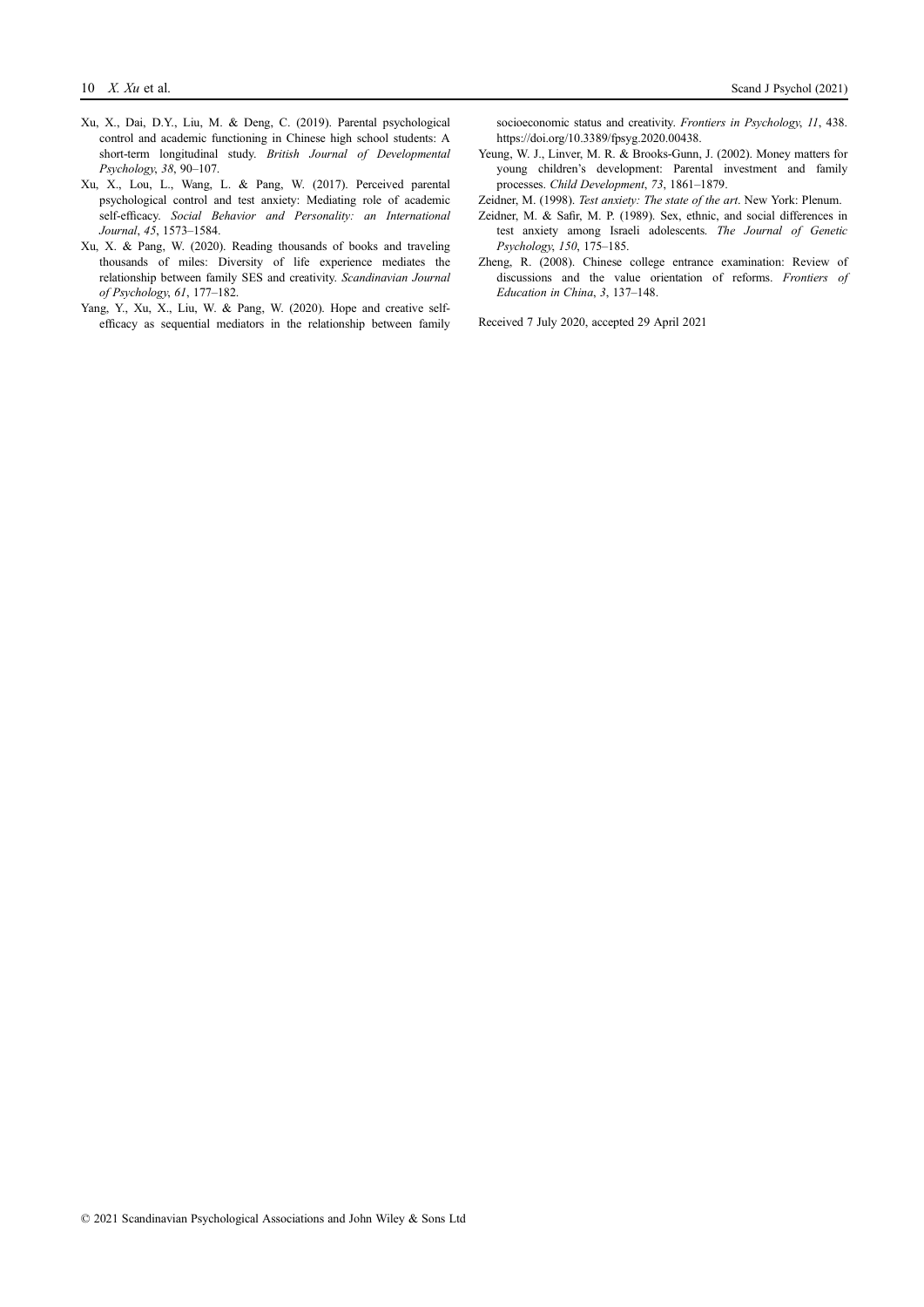Xu, X., Dai, D.Y., Liu, M. & Deng, C. (2019). Parental psychological control and academic functioning in Chinese high school students: A short-term longitudinal study. *British Journal of Developmental Psychology*, *38*, 90–107.

Xu, X., Lou, L., Wang, L. & Pang, W. (2017). Perceived parental psychological control and test anxiety: Mediating role of academic self-efficacy. *Social Behavior and Personality: an International Journal*, *45*, 1573–1584.

Xu, X. & Pang, W. (2020). Reading thousands of books and traveling thousands of miles: Diversity of life experience mediates the relationship between family SES and creativity. *Scandinavian Journal of Psychology*, *61*, 177–182.

Yang, Y., Xu, X., Liu, W. & Pang, W. (2020). Hope and creative self-efficacy as sequential mediators in the relationship between family socioeconomic status and creativity. *Frontiers in Psychology*, *11*, 438. https://doi.org/10.3389/fpsyg.2020.00438.

Yeung, W. J., Linver, M. R. & Brooks-Gunn, J. (2002). Money matters for young children's development: Parental investment and family processes. *Child Development*, *73*, 1861–1879.

Zeidner, M. (1998). *Test anxiety: The state of the art*. New York: Plenum.

Zeidner, M. & Safir, M. P. (1989). Sex, ethnic, and social differences in test anxiety among Israeli adolescents. *The Journal of Genetic Psychology*, *150*, 175–185.

Zheng, R. (2008). Chinese college entrance examination: Review of discussions and the value orientation of reforms. *Frontiers of Education in China*, *3*, 137–148.

Received 7 July 2020, accepted 29 April 2021